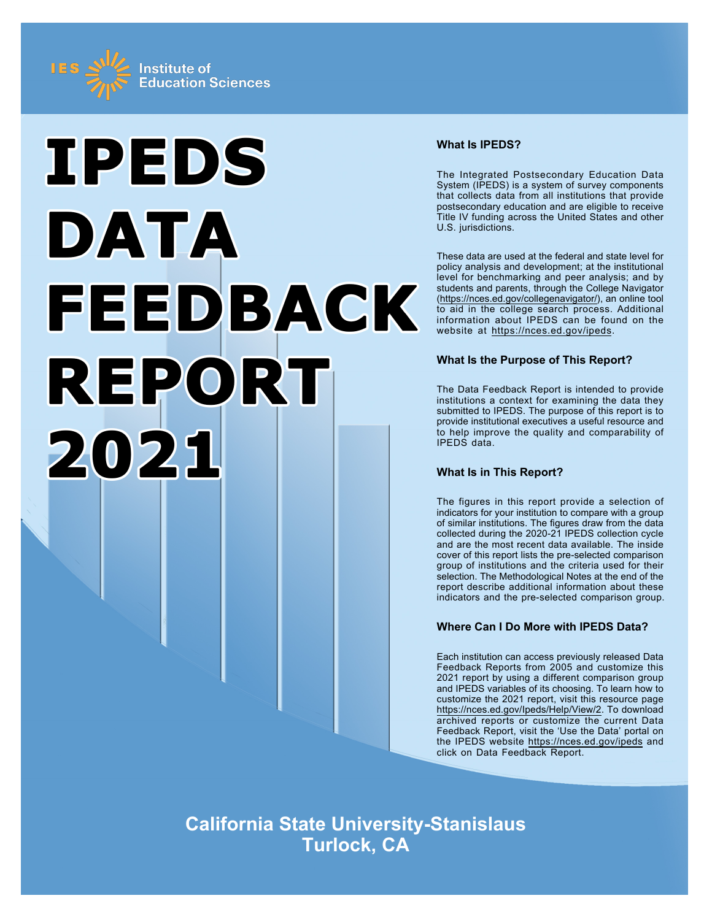IES Institute of Education Sciences

# IPEDS DATA FEEDBACK REPORT 2021

### What Is IPEDS?

The Integrated Postsecondary Education Data System (IPEDS) is a system of survey components that collects data from all institutions that provide postsecondary education and are eligible to receive Title IV funding across the United States and other U.S. jurisdictions.

These data are used at the federal and state level for policy analysis and development; at the institutional level for benchmarking and peer analysis; and by students and parents, through the College Navigator (https://nces.ed.gov/collegenavigator/), an online tool to aid in the college search process. Additional information about IPEDS can be found on the website at https://nces.ed.gov/ipeds.

### What Is the Purpose of This Report?

The Data Feedback Report is intended to provide institutions a context for examining the data they submitted to IPEDS. The purpose of this report is to provide institutional executives a useful resource and to help improve the quality and comparability of IPEDS data.

### What Is in This Report?

The figures in this report provide a selection of indicators for your institution to compare with a group of similar institutions. The figures draw from the data collected during the 2020-21 IPEDS collection cycle and are the most recent data available. The inside cover of this report lists the pre-selected comparison group of institutions and the criteria used for their selection. The Methodological Notes at the end of the report describe additional information about these indicators and the pre-selected comparison group.

### Where Can I Do More with IPEDS Data?

Each institution can access previously released Data Feedback Reports from 2005 and customize this 2021 report by using a different comparison group and IPEDS variables of its choosing. To learn how to customize the 2021 report, visit this resource page https://nces.ed.gov/Ipeds/Help/View/2. To download archived reports or customize the current Data Feedback Report, visit the 'Use the Data' portal on the IPEDS website https://nces.ed.gov/ipeds and click on Data Feedback Report.

**California State University-Stanislaus**
**Turlock, CA**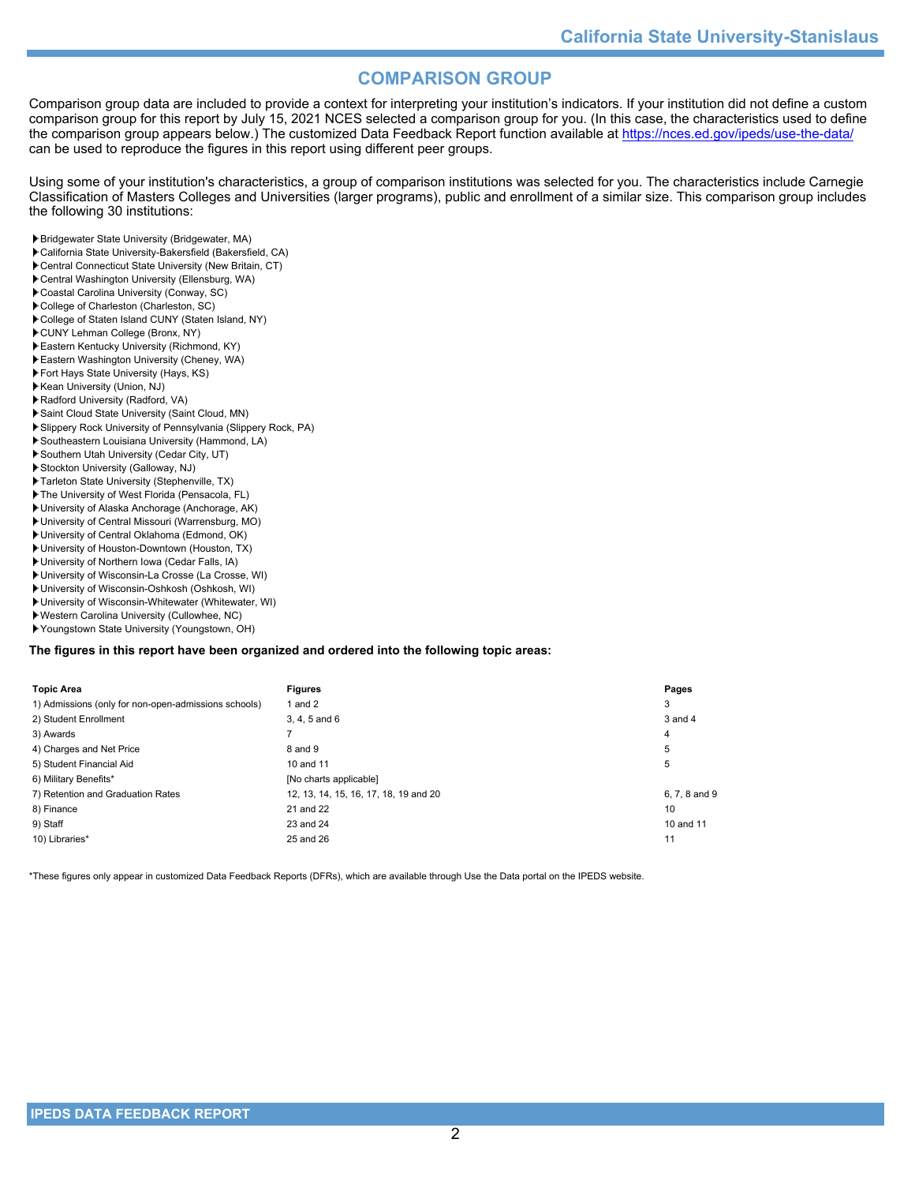# COMPARISON GROUP

Comparison group data are included to provide a context for interpreting your institution's indicators. If your institution did not define a custom comparison group for this report by July 15, 2021 NCES selected a comparison group for you. (In this case, the characteristics used to define the comparison group appears below.) The customized Data Feedback Report function available at https://nces.ed.gov/ipeds/use-the-data/ can be used to reproduce the figures in this report using different peer groups.

Using some of your institution's characteristics, a group of comparison institutions was selected for you. The characteristics include Carnegie Classification of Masters Colleges and Universities (larger programs), public and enrollment of a similar size. This comparison group includes the following 30 institutions:

- Bridgewater State University (Bridgewater, MA)
- California State University-Bakersfield (Bakersfield, CA)
- Central Connecticut State University (New Britain, CT)
- Central Washington University (Ellensburg, WA)
- Coastal Carolina University (Conway, SC)
- College of Charleston (Charleston, SC)
- College of Staten Island CUNY (Staten Island, NY)
- CUNY Lehman College (Bronx, NY)
- Eastern Kentucky University (Richmond, KY)
- Eastern Washington University (Cheney, WA)
- Fort Hays State University (Hays, KS)
- Kean University (Union, NJ)
- Radford University (Radford, VA)
- Saint Cloud State University (Saint Cloud, MN)
- Slippery Rock University of Pennsylvania (Slippery Rock, PA)
- Southeastern Louisiana University (Hammond, LA)
- Southern Utah University (Cedar City, UT)
- Stockton University (Galloway, NJ)
- Tarleton State University (Stephenville, TX)
- The University of West Florida (Pensacola, FL)
- University of Alaska Anchorage (Anchorage, AK)
- University of Central Missouri (Warrensburg, MO)
- University of Central Oklahoma (Edmond, OK)
- University of Houston-Downtown (Houston, TX)
- University of Northern Iowa (Cedar Falls, IA)
- University of Wisconsin-La Crosse (La Crosse, WI)
- University of Wisconsin-Oshkosh (Oshkosh, WI)
- University of Wisconsin-Whitewater (Whitewater, WI)
- Western Carolina University (Cullowhee, NC)
- Youngstown State University (Youngstown, OH)

**The figures in this report have been organized and ordered into the following topic areas:**

| Topic Area | Figures | Pages |
|---|---|---|
| 1) Admissions (only for non-open-admissions schools) | 1 and 2 | 3 |
| 2) Student Enrollment | 3, 4, 5 and 6 | 3 and 4 |
| 3) Awards | 7 | 4 |
| 4) Charges and Net Price | 8 and 9 | 5 |
| 5) Student Financial Aid | 10 and 11 | 5 |
| 6) Military Benefits* | [No charts applicable] | |
| 7) Retention and Graduation Rates | 12, 13, 14, 15, 16, 17, 18, 19 and 20 | 6, 7, 8 and 9 |
| 8) Finance | 21 and 22 | 10 |
| 9) Staff | 23 and 24 | 10 and 11 |
| 10) Libraries* | 25 and 26 | 11 |

*These figures only appear in customized Data Feedback Reports (DFRs), which are available through Use the Data portal on the IPEDS website.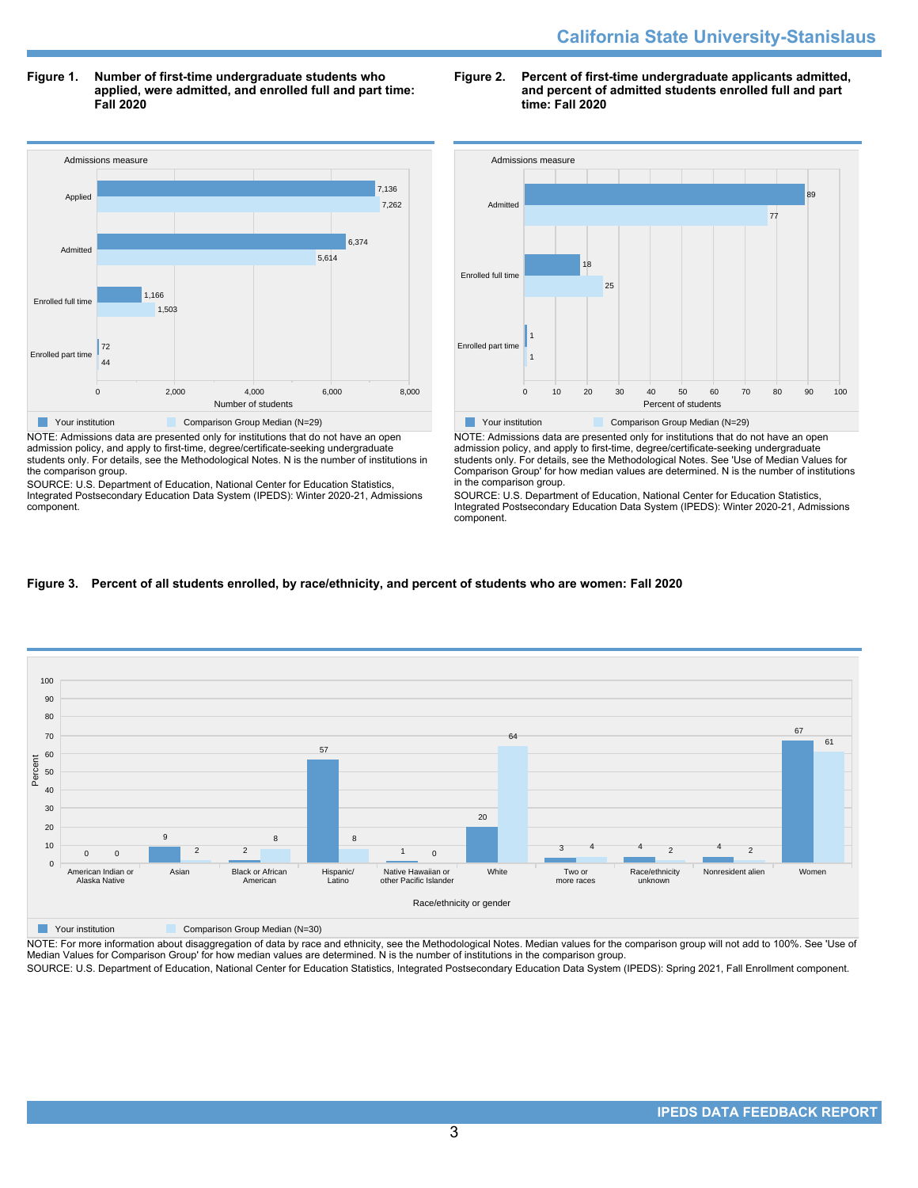**Figure 1. Number of first-time undergraduate students who applied, were admitted, and enrolled full and part time: Fall 2020**

| Admissions measure | Your institution | Comparison Group Median (N=29) |
|---|---|---|
| Applied | 7,136 | 7,262 |
| Admitted | 6,374 | 5,614 |
| Enrolled full time | 1,166 | 1,503 |
| Enrolled part time | 72 | 44 |

NOTE: Admissions data are presented only for institutions that do not have an open admission policy, and apply to first-time, degree/certificate-seeking undergraduate students only. For details, see the Methodological Notes. N is the number of institutions in the comparison group.

SOURCE: U.S. Department of Education, National Center for Education Statistics, Integrated Postsecondary Education Data System (IPEDS): Winter 2020-21, Admissions component.

**Figure 2. Percent of first-time undergraduate applicants admitted, and percent of admitted students enrolled full and part time: Fall 2020**

| Admissions measure | Your institution | Comparison Group Median (N=29) |
|---|---|---|
| Admitted | 89 | 77 |
| Enrolled full time | 18 | 25 |
| Enrolled part time | 1 | 1 |

NOTE: Admissions data are presented only for institutions that do not have an open admission policy, and apply to first-time, degree/certificate-seeking undergraduate students only. For details, see the Methodological Notes. See 'Use of Median Values for Comparison Group' for how median values are determined. N is the number of institutions in the comparison group.

SOURCE: U.S. Department of Education, National Center for Education Statistics, Integrated Postsecondary Education Data System (IPEDS): Winter 2020-21, Admissions component.

**Figure 3. Percent of all students enrolled, by race/ethnicity, and percent of students who are women: Fall 2020**

| Race/ethnicity or gender | Your institution | Comparison Group Median (N=30) |
|---|---|---|
| American Indian or Alaska Native | 0 | 0 |
| Asian | 9 | 2 |
| Black or African American | 2 | 8 |
| Hispanic/Latino | 57 | 8 |
| Native Hawaiian or other Pacific Islander | 1 | 0 |
| White | 20 | 64 |
| Two or more races | 3 | 4 |
| Race/ethnicity unknown | 4 | 2 |
| Nonresident alien | 4 | 2 |
| Women | 67 | 61 |

NOTE: For more information about disaggregation of data by race and ethnicity, see the Methodological Notes. Median values for the comparison group will not add to 100%. See 'Use of Median Values for Comparison Group' for how median values are determined. N is the number of institutions in the comparison group.

SOURCE: U.S. Department of Education, National Center for Education Statistics, Integrated Postsecondary Education Data System (IPEDS): Spring 2021, Fall Enrollment component.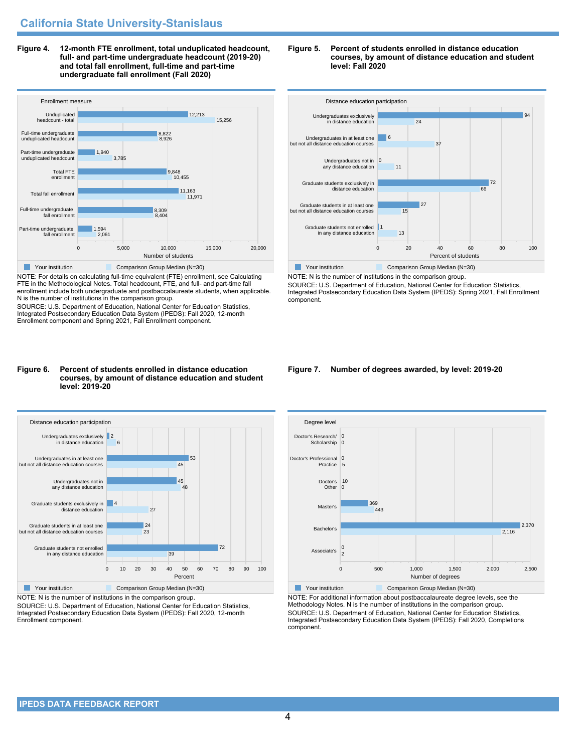## California State University-Stanislaus

**Figure 4. 12-month FTE enrollment, total unduplicated headcount, full- and part-time undergraduate headcount (2019-20) and total fall enrollment, full-time and part-time undergraduate fall enrollment (Fall 2020)**

| Enrollment measure | Your institution | Comparison Group Median (N=30) |
|---|---|---|
| Unduplicated headcount - total | 12,213 | 15,256 |
| Full-time undergraduate unduplicated headcount | 8,822 | 8,926 |
| Part-time undergraduate unduplicated headcount | 1,940 | 3,785 |
| Total FTE enrollment | 9,848 | 10,455 |
| Total fall enrollment | 11,163 | 11,971 |
| Full-time undergraduate fall enrollment | 8,309 | 8,404 |
| Part-time undergraduate fall enrollment | 1,594 | 2,061 |

NOTE: For details on calculating full-time equivalent (FTE) enrollment, see Calculating FTE in the Methodological Notes. Total headcount, FTE, and full- and part-time fall enrollment include both undergraduate and postbaccalaureate students, when applicable. N is the number of institutions in the comparison group.
SOURCE: U.S. Department of Education, National Center for Education Statistics, Integrated Postsecondary Education Data System (IPEDS): Fall 2020, 12-month Enrollment component and Spring 2021, Fall Enrollment component.

**Figure 5. Percent of students enrolled in distance education courses, by amount of distance education and student level: Fall 2020**

| Distance education participation | Your institution | Comparison Group Median (N=30) |
|---|---|---|
| Undergraduates exclusively in distance education | 94 | 24 |
| Undergraduates in at least one but not all distance education courses | 6 | 37 |
| Undergraduates not in any distance education | 0 | 11 |
| Graduate students exclusively in distance education | 72 | 66 |
| Graduate students in at least one but not all distance education courses | 27 | 15 |
| Graduate students not enrolled in any distance education | 1 | 13 |

NOTE: N is the number of institutions in the comparison group.
SOURCE: U.S. Department of Education, National Center for Education Statistics, Integrated Postsecondary Education Data System (IPEDS): Spring 2021, Fall Enrollment component.

**Figure 6. Percent of students enrolled in distance education courses, by amount of distance education and student level: 2019-20**

| Distance education participation | Your institution | Comparison Group Median (N=30) |
|---|---|---|
| Undergraduates exclusively in distance education | 2 | 6 |
| Undergraduates in at least one but not all distance education courses | 53 | 45 |
| Undergraduates not in any distance education | 45 | 48 |
| Graduate students exclusively in distance education | 4 | 27 |
| Graduate students in at least one but not all distance education courses | 24 | 23 |
| Graduate students not enrolled in any distance education | 72 | 39 |

NOTE: N is the number of institutions in the comparison group.
SOURCE: U.S. Department of Education, National Center for Education Statistics, Integrated Postsecondary Education Data System (IPEDS): Fall 2020, 12-month Enrollment component.

**Figure 7. Number of degrees awarded, by level: 2019-20**

| Degree level | Your institution | Comparison Group Median (N=30) |
|---|---|---|
| Doctor's Research/ Scholarship | 0 | 0 |
| Doctor's Professional Practice | 0 | 5 |
| Doctor's Other | 10 | 0 |
| Master's | 369 | 443 |
| Bachelor's | 2,370 | 2,116 |
| Associate's | 0 | 2 |

NOTE: For additional information about postbaccalaureate degree levels, see the Methodology Notes. N is the number of institutions in the comparison group.
SOURCE: U.S. Department of Education, National Center for Education Statistics, Integrated Postsecondary Education Data System (IPEDS): Fall 2020, Completions component.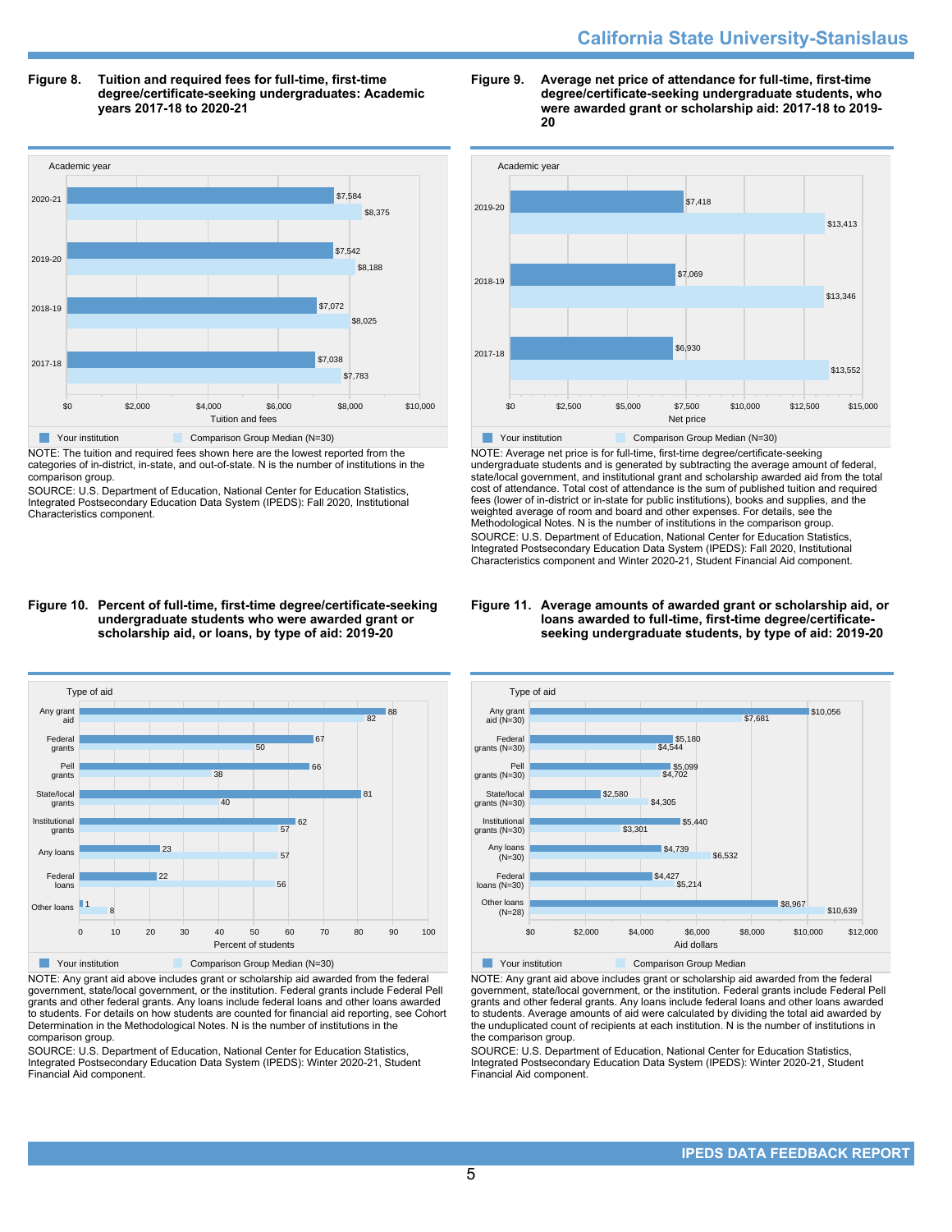## Figure 8. Tuition and required fees for full-time, first-time degree/certificate-seeking undergraduates: Academic years 2017-18 to 2020-21

| Academic year | Your institution | Comparison Group Median (N=30) |
|---|---|---|
| 2020-21 | $7,584 | $8,375 |
| 2019-20 | $7,542 | $8,188 |
| 2018-19 | $7,072 | $8,025 |
| 2017-18 | $7,038 | $7,783 |

NOTE: The tuition and required fees shown here are the lowest reported from the categories of in-district, in-state, and out-of-state. N is the number of institutions in the comparison group.

SOURCE: U.S. Department of Education, National Center for Education Statistics, Integrated Postsecondary Education Data System (IPEDS): Fall 2020, Institutional Characteristics component.

## Figure 9. Average net price of attendance for full-time, first-time degree/certificate-seeking undergraduate students, who were awarded grant or scholarship aid: 2017-18 to 2019-20

| Academic year | Your institution | Comparison Group Median (N=30) |
|---|---|---|
| 2019-20 | $7,418 | $13,413 |
| 2018-19 | $7,069 | $13,346 |
| 2017-18 | $6,930 | $13,552 |

NOTE: Average net price is for full-time, first-time degree/certificate-seeking undergraduate students and is generated by subtracting the average amount of federal, state/local government, and institutional grant and scholarship awarded aid from the total cost of attendance. Total cost of attendance is the sum of published tuition and required fees (lower of in-district or in-state for public institutions), books and supplies, and the weighted average of room and board and other expenses. For details, see the Methodological Notes. N is the number of institutions in the comparison group.

SOURCE: U.S. Department of Education, National Center for Education Statistics, Integrated Postsecondary Education Data System (IPEDS): Fall 2020, Institutional Characteristics component and Winter 2020-21, Student Financial Aid component.

## Figure 10. Percent of full-time, first-time degree/certificate-seeking undergraduate students who were awarded grant or scholarship aid, or loans, by type of aid: 2019-20

| Type of aid | Your institution | Comparison Group Median (N=30) |
|---|---|---|
| Any grant aid | 88 | 82 |
| Federal grants | 67 | 50 |
| Pell grants | 66 | 38 |
| State/local grants | 81 | 40 |
| Institutional grants | 62 | 57 |
| Any loans | 23 | 57 |
| Federal loans | 22 | 56 |
| Other loans | 1 | 8 |

NOTE: Any grant aid above includes grant or scholarship aid awarded from the federal government, state/local government, or the institution. Federal grants include Federal Pell grants and other federal grants. Any loans include federal loans and other loans awarded to students. For details on how students are counted for financial aid reporting, see Cohort Determination in the Methodological Notes. N is the number of institutions in the comparison group.

SOURCE: U.S. Department of Education, National Center for Education Statistics, Integrated Postsecondary Education Data System (IPEDS): Winter 2020-21, Student Financial Aid component.

## Figure 11. Average amounts of awarded grant or scholarship aid, or loans awarded to full-time, first-time degree/certificate-seeking undergraduate students, by type of aid: 2019-20

| Type of aid | Your institution | Comparison Group Median |
|---|---|---|
| Any grant aid (N=30) | $10,056 | $7,681 |
| Federal grants (N=30) | $5,180 | $4,544 |
| Pell grants (N=30) | $5,099 | $4,702 |
| State/local grants (N=30) | $2,580 | $4,305 |
| Institutional grants (N=30) | $5,440 | $3,301 |
| Any loans (N=30) | $4,739 | $6,532 |
| Federal loans (N=30) | $4,427 | $5,214 |
| Other loans (N=28) | $8,967 | $10,639 |

NOTE: Any grant aid above includes grant or scholarship aid awarded from the federal government, state/local government, or the institution. Federal grants include Federal Pell grants and other federal grants. Any loans include federal loans and other loans awarded to students. Average amounts of aid were calculated by dividing the total aid awarded by the unduplicated count of recipients at each institution. N is the number of institutions in the comparison group.

SOURCE: U.S. Department of Education, National Center for Education Statistics, Integrated Postsecondary Education Data System (IPEDS): Winter 2020-21, Student Financial Aid component.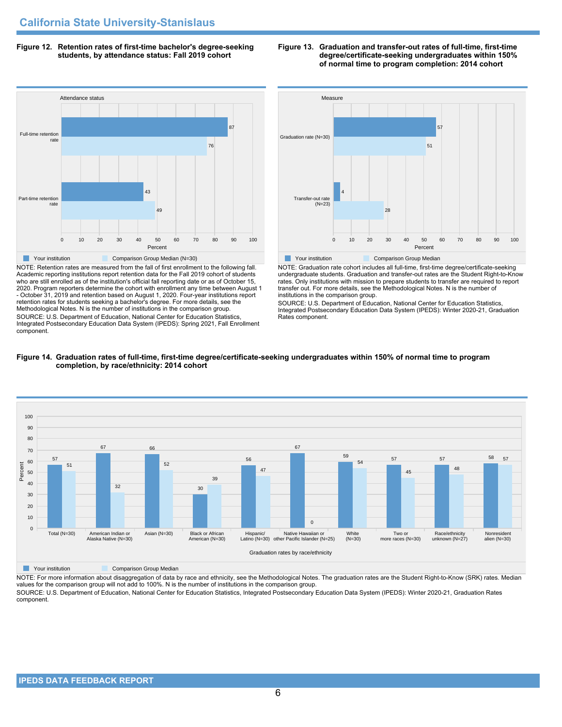## California State University-Stanislaus

**Figure 12. Retention rates of first-time bachelor's degree-seeking students, by attendance status: Fall 2019 cohort**

| Attendance status | Your institution | Comparison Group Median (N=30) |
|---|---|---|
| Full-time retention rate | 87 | 76 |
| Part-time retention rate | 43 | 49 |

NOTE: Retention rates are measured from the fall of first enrollment to the following fall. Academic reporting institutions report retention data for the Fall 2019 cohort of students who are still enrolled as of the institution's official fall reporting date or as of October 15, 2020. Program reporters determine the cohort with enrollment any time between August 1 - October 31, 2019 and retention based on August 1, 2020. Four-year institutions report retention rates for students seeking a bachelor's degree. For more details, see the Methodological Notes. N is the number of institutions in the comparison group.

SOURCE: U.S. Department of Education, National Center for Education Statistics, Integrated Postsecondary Education Data System (IPEDS): Spring 2021, Fall Enrollment component.

**Figure 13. Graduation and transfer-out rates of full-time, first-time degree/certificate-seeking undergraduates within 150% of normal time to program completion: 2014 cohort**

| Measure | Your institution | Comparison Group Median |
|---|---|---|
| Graduation rate (N=30) | 57 | 51 |
| Transfer-out rate (N=23) | 4 | 28 |

NOTE: Graduation rate cohort includes all full-time, first-time degree/certificate-seeking undergraduate students. Graduation and transfer-out rates are the Student Right-to-Know rates. Only institutions with mission to prepare students to transfer are required to report transfer out. For more details, see the Methodological Notes. N is the number of institutions in the comparison group.

SOURCE: U.S. Department of Education, National Center for Education Statistics, Integrated Postsecondary Education Data System (IPEDS): Winter 2020-21, Graduation Rates component.

**Figure 14. Graduation rates of full-time, first-time degree/certificate-seeking undergraduates within 150% of normal time to program completion, by race/ethnicity: 2014 cohort**

| Graduation rates by race/ethnicity | Your institution | Comparison Group Median |
|---|---|---|
| Total (N=30) | 57 | 51 |
| American Indian or Alaska Native (N=30) | 67 | 32 |
| Asian (N=30) | 66 | 52 |
| Black or African American (N=30) | 30 | 39 |
| Hispanic/ Latino (N=30) | 56 | 47 |
| Native Hawaiian or other Pacific Islander (N=25) | 67 | 0 |
| White (N=30) | 59 | 54 |
| Two or more races (N=30) | 57 | 45 |
| Race/ethnicity unknown (N=27) | 57 | 48 |
| Nonresident alien (N=30) | 58 | 57 |

NOTE: For more information about disaggregation of data by race and ethnicity, see the Methodological Notes. The graduation rates are the Student Right-to-Know (SRK) rates. Median values for the comparison group will not add to 100%. N is the number of institutions in the comparison group.

SOURCE: U.S. Department of Education, National Center for Education Statistics, Integrated Postsecondary Education Data System (IPEDS): Winter 2020-21, Graduation Rates component.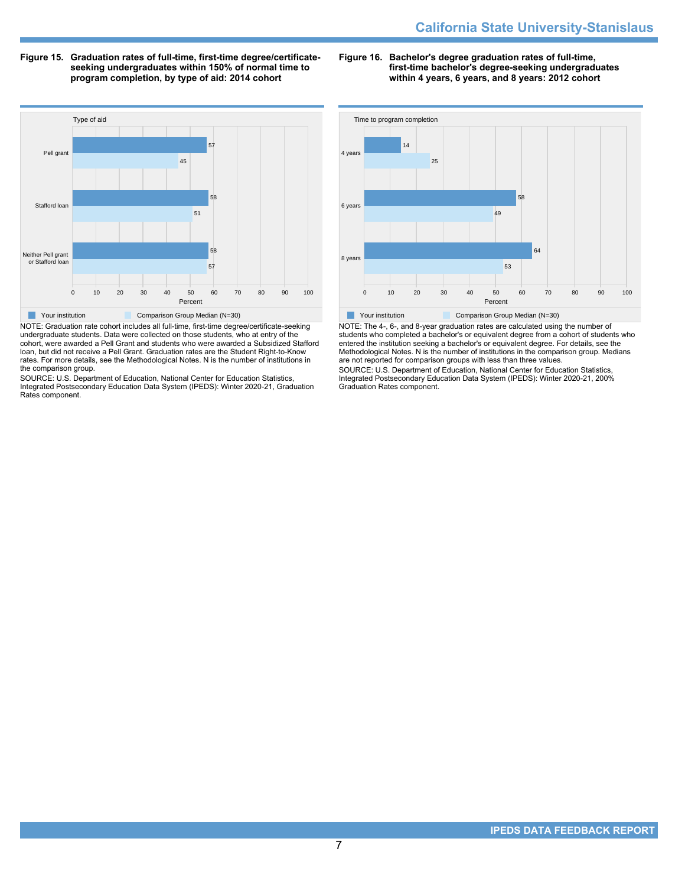**Figure 15. Graduation rates of full-time, first-time degree/certificate-seeking undergraduates within 150% of normal time to program completion, by type of aid: 2014 cohort**

| Type of aid | Your institution | Comparison Group Median (N=30) |
|---|---|---|
| Pell grant | 57 | 45 |
| Stafford loan | 58 | 51 |
| Neither Pell grant or Stafford loan | 58 | 57 |

NOTE: Graduation rate cohort includes all full-time, first-time degree/certificate-seeking undergraduate students. Data were collected on those students, who at entry of the cohort, were awarded a Pell Grant and students who were awarded a Subsidized Stafford loan, but did not receive a Pell Grant. Graduation rates are the Student Right-to-Know rates. For more details, see the Methodological Notes. N is the number of institutions in the comparison group.

SOURCE: U.S. Department of Education, National Center for Education Statistics, Integrated Postsecondary Education Data System (IPEDS): Winter 2020-21, Graduation Rates component.

**Figure 16. Bachelor's degree graduation rates of full-time, first-time bachelor's degree-seeking undergraduates within 4 years, 6 years, and 8 years: 2012 cohort**

| Time to program completion | Your institution | Comparison Group Median (N=30) |
|---|---|---|
| 4 years | 14 | 25 |
| 6 years | 58 | 49 |
| 8 years | 64 | 53 |

NOTE: The 4-, 6-, and 8-year graduation rates are calculated using the number of students who completed a bachelor's or equivalent degree from a cohort of students who entered the institution seeking a bachelor's or equivalent degree. For details, see the Methodological Notes. N is the number of institutions in the comparison group. Medians are not reported for comparison groups with less than three values.

SOURCE: U.S. Department of Education, National Center for Education Statistics, Integrated Postsecondary Education Data System (IPEDS): Winter 2020-21, 200% Graduation Rates component.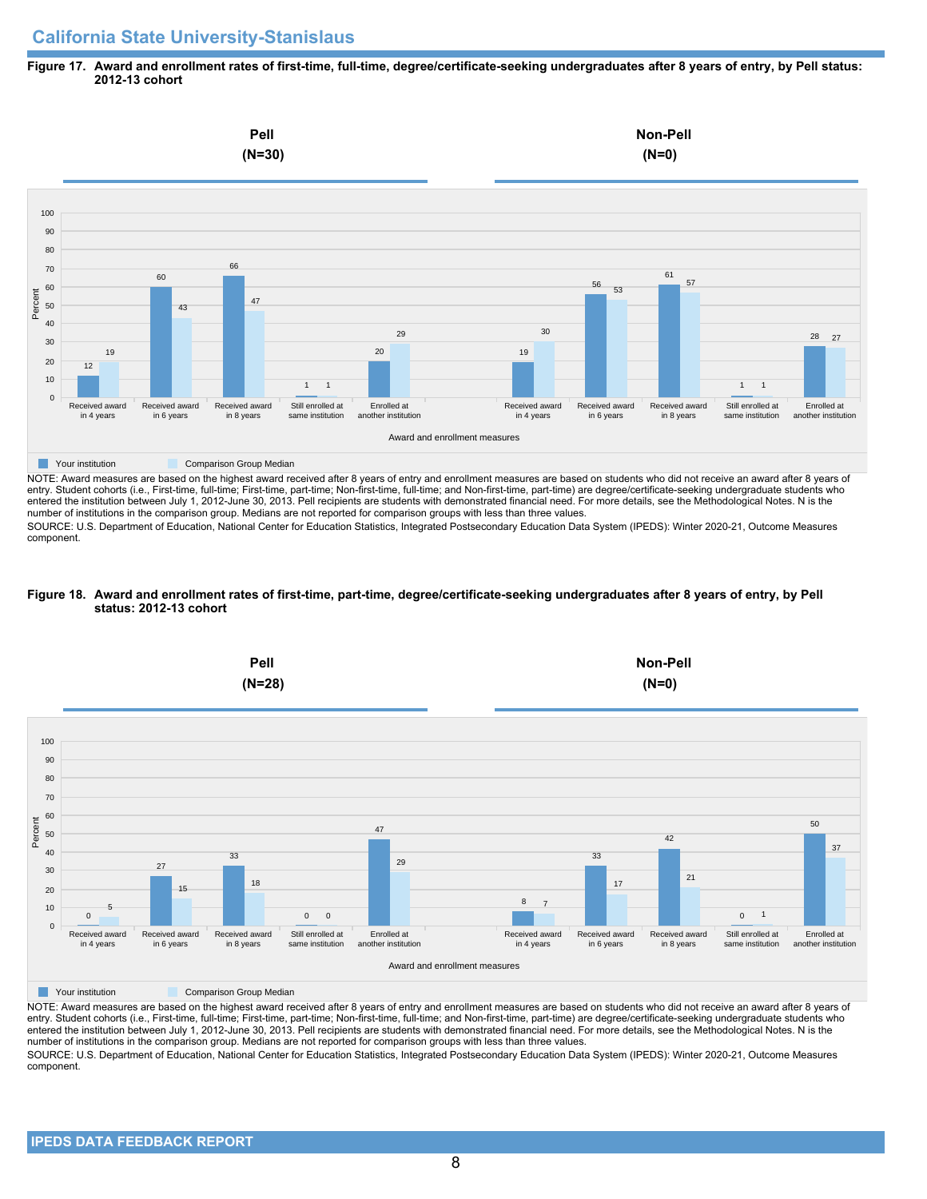## California State University-Stanislaus

**Figure 17. Award and enrollment rates of first-time, full-time, degree/certificate-seeking undergraduates after 8 years of entry, by Pell status: 2012-13 cohort**

| Award and enrollment measures | Pell (N=30): Your institution | Pell (N=30): Comparison Group Median | Non-Pell (N=0): Your institution | Non-Pell (N=0): Comparison Group Median |
|---|---|---|---|---|
| Received award in 4 years | 12 | 19 | 19 | 30 |
| Received award in 6 years | 60 | 43 | 56 | 53 |
| Received award in 8 years | 66 | 47 | 61 | 57 |
| Still enrolled at same institution | 1 | 1 | 1 | 1 |
| Enrolled at another institution | 20 | 29 | 28 | 27 |

NOTE: Award measures are based on the highest award received after 8 years of entry and enrollment measures are based on students who did not receive an award after 8 years of entry. Student cohorts (i.e., First-time, full-time; First-time, part-time; Non-first-time, full-time; and Non-first-time, part-time) are degree/certificate-seeking undergraduate students who entered the institution between July 1, 2012-June 30, 2013. Pell recipients are students with demonstrated financial need. For more details, see the Methodological Notes. N is the number of institutions in the comparison group. Medians are not reported for comparison groups with less than three values.

SOURCE: U.S. Department of Education, National Center for Education Statistics, Integrated Postsecondary Education Data System (IPEDS): Winter 2020-21, Outcome Measures component.

**Figure 18. Award and enrollment rates of first-time, part-time, degree/certificate-seeking undergraduates after 8 years of entry, by Pell status: 2012-13 cohort**

| Award and enrollment measures | Pell (N=28): Your institution | Pell (N=28): Comparison Group Median | Non-Pell (N=0): Your institution | Non-Pell (N=0): Comparison Group Median |
|---|---|---|---|---|
| Received award in 4 years | 0 | 5 | 8 | 7 |
| Received award in 6 years | 27 | 15 | 33 | 17 |
| Received award in 8 years | 33 | 18 | 42 | 21 |
| Still enrolled at same institution | 0 | 0 | 0 | 1 |
| Enrolled at another institution | 47 | 29 | 50 | 37 |

NOTE: Award measures are based on the highest award received after 8 years of entry and enrollment measures are based on students who did not receive an award after 8 years of entry. Student cohorts (i.e., First-time, full-time; First-time, part-time; Non-first-time, full-time; and Non-first-time, part-time) are degree/certificate-seeking undergraduate students who entered the institution between July 1, 2012-June 30, 2013. Pell recipients are students with demonstrated financial need. For more details, see the Methodological Notes. N is the number of institutions in the comparison group. Medians are not reported for comparison groups with less than three values.

SOURCE: U.S. Department of Education, National Center for Education Statistics, Integrated Postsecondary Education Data System (IPEDS): Winter 2020-21, Outcome Measures component.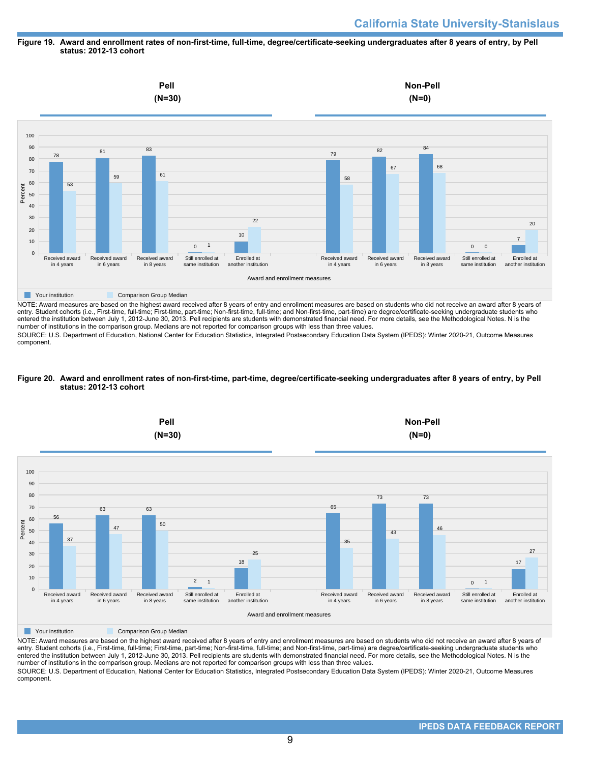**Figure 19. Award and enrollment rates of non-first-time, full-time, degree/certificate-seeking undergraduates after 8 years of entry, by Pell status: 2012-13 cohort**

**Pell (N=30)**

| Award and enrollment measures | Your institution | Comparison Group Median |
|---|---|---|
| Received award in 4 years | 78 | 53 |
| Received award in 6 years | 81 | 59 |
| Received award in 8 years | 83 | 61 |
| Still enrolled at same institution | 0 | 1 |
| Enrolled at another institution | 10 | 22 |

**Non-Pell (N=0)**

| Award and enrollment measures | Your institution | Comparison Group Median |
|---|---|---|
| Received award in 4 years | 79 | 58 |
| Received award in 6 years | 82 | 67 |
| Received award in 8 years | 84 | 68 |
| Still enrolled at same institution | 0 | 0 |
| Enrolled at another institution | 7 | 20 |

NOTE: Award measures are based on the highest award received after 8 years of entry and enrollment measures are based on students who did not receive an award after 8 years of entry. Student cohorts (i.e., First-time, full-time; First-time, part-time; Non-first-time, full-time; and Non-first-time, part-time) are degree/certificate-seeking undergraduate students who entered the institution between July 1, 2012-June 30, 2013. Pell recipients are students with demonstrated financial need. For more details, see the Methodological Notes. N is the number of institutions in the comparison group. Medians are not reported for comparison groups with less than three values.

SOURCE: U.S. Department of Education, National Center for Education Statistics, Integrated Postsecondary Education Data System (IPEDS): Winter 2020-21, Outcome Measures component.

**Figure 20. Award and enrollment rates of non-first-time, part-time, degree/certificate-seeking undergraduates after 8 years of entry, by Pell status: 2012-13 cohort**

**Pell (N=30)**

| Award and enrollment measures | Your institution | Comparison Group Median |
|---|---|---|
| Received award in 4 years | 56 | 37 |
| Received award in 6 years | 63 | 47 |
| Received award in 8 years | 63 | 50 |
| Still enrolled at same institution | 2 | 1 |
| Enrolled at another institution | 18 | 25 |

**Non-Pell (N=0)**

| Award and enrollment measures | Your institution | Comparison Group Median |
|---|---|---|
| Received award in 4 years | 65 | 35 |
| Received award in 6 years | 73 | 43 |
| Received award in 8 years | 73 | 46 |
| Still enrolled at same institution | 0 | 1 |
| Enrolled at another institution | 17 | 27 |

NOTE: Award measures are based on the highest award received after 8 years of entry and enrollment measures are based on students who did not receive an award after 8 years of entry. Student cohorts (i.e., First-time, full-time; First-time, part-time; Non-first-time, full-time; and Non-first-time, part-time) are degree/certificate-seeking undergraduate students who entered the institution between July 1, 2012-June 30, 2013. Pell recipients are students with demonstrated financial need. For more details, see the Methodological Notes. N is the number of institutions in the comparison group. Medians are not reported for comparison groups with less than three values.

SOURCE: U.S. Department of Education, National Center for Education Statistics, Integrated Postsecondary Education Data System (IPEDS): Winter 2020-21, Outcome Measures component.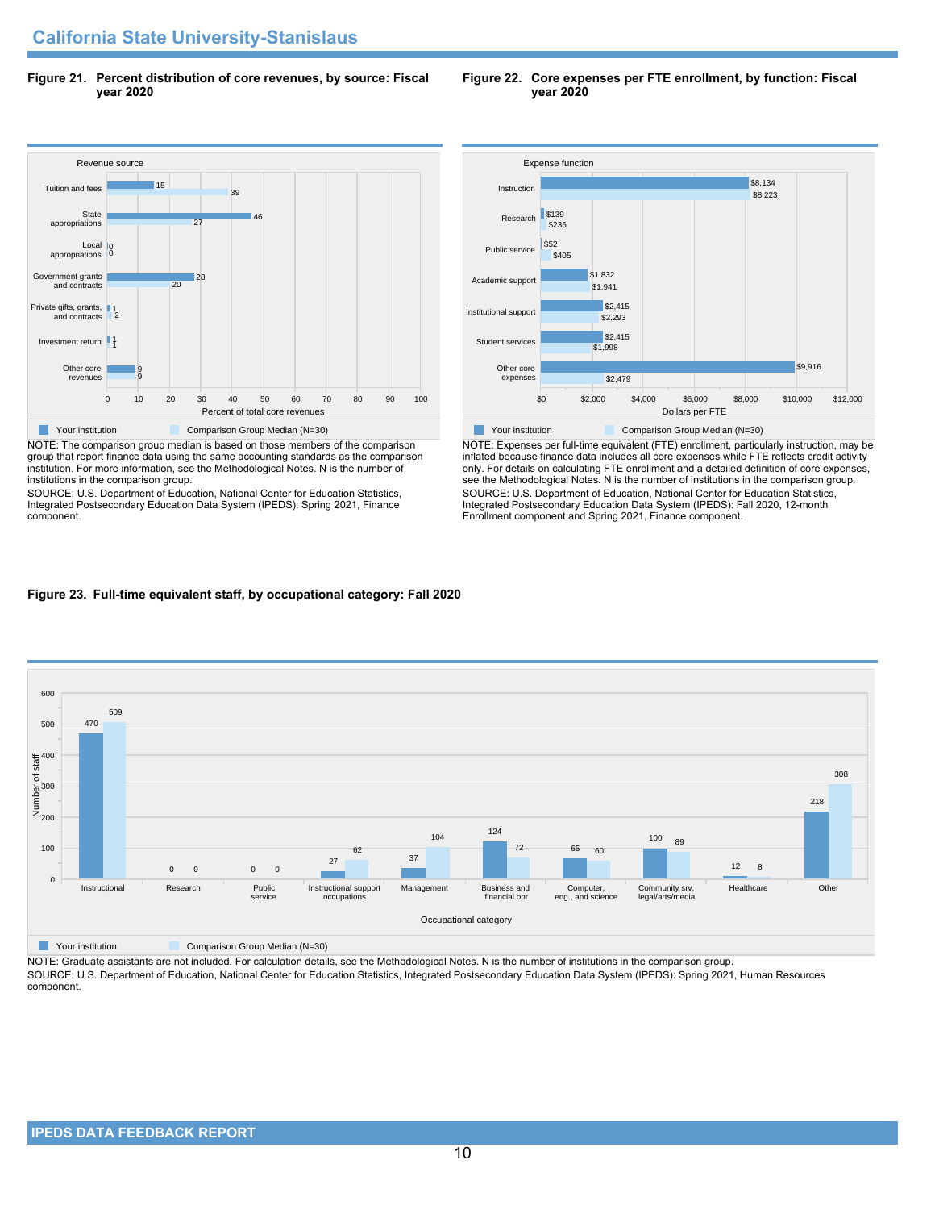## California State University-Stanislaus

**Figure 21. Percent distribution of core revenues, by source: Fiscal year 2020**

| Revenue source | Your institution | Comparison Group Median (N=30) |
|---|---|---|
| Tuition and fees | 15 | 39 |
| State appropriations | 46 | 27 |
| Local appropriations | 0 | 0 |
| Government grants and contracts | 28 | 20 |
| Private gifts, grants, and contracts | 1 | 2 |
| Investment return | 1 | 1 |
| Other core revenues | 9 | 9 |

Percent of total core revenues

NOTE: The comparison group median is based on those members of the comparison group that report finance data using the same accounting standards as the comparison institution. For more information, see the Methodological Notes. N is the number of institutions in the comparison group.

SOURCE: U.S. Department of Education, National Center for Education Statistics, Integrated Postsecondary Education Data System (IPEDS): Spring 2021, Finance component.

**Figure 22. Core expenses per FTE enrollment, by function: Fiscal year 2020**

| Expense function | Your institution | Comparison Group Median (N=30) |
|---|---|---|
| Instruction | $8,134 | $8,223 |
| Research | $139 | $236 |
| Public service | $52 | $405 |
| Academic support | $1,832 | $1,941 |
| Institutional support | $2,415 | $2,293 |
| Student services | $2,415 | $1,998 |
| Other core expenses | $9,916 | $2,479 |

Dollars per FTE

NOTE: Expenses per full-time equivalent (FTE) enrollment, particularly instruction, may be inflated because finance data includes all core expenses while FTE reflects credit activity only. For details on calculating FTE enrollment and a detailed definition of core expenses, see the Methodological Notes. N is the number of institutions in the comparison group.

SOURCE: U.S. Department of Education, National Center for Education Statistics, Integrated Postsecondary Education Data System (IPEDS): Fall 2020, 12-month Enrollment component and Spring 2021, Finance component.

**Figure 23. Full-time equivalent staff, by occupational category: Fall 2020**

| Occupational category | Your institution | Comparison Group Median (N=30) |
|---|---|---|
| Instructional | 470 | 509 |
| Research | 0 | 0 |
| Public service | 0 | 0 |
| Instructional support occupations | 27 | 62 |
| Management | 37 | 104 |
| Business and financial opr | 124 | 72 |
| Computer, eng., and science | 65 | 60 |
| Community srv, legal/arts/media | 100 | 89 |
| Healthcare | 12 | 8 |
| Other | 218 | 308 |

Number of staff

NOTE: Graduate assistants are not included. For calculation details, see the Methodological Notes. N is the number of institutions in the comparison group.

SOURCE: U.S. Department of Education, National Center for Education Statistics, Integrated Postsecondary Education Data System (IPEDS): Spring 2021, Human Resources component.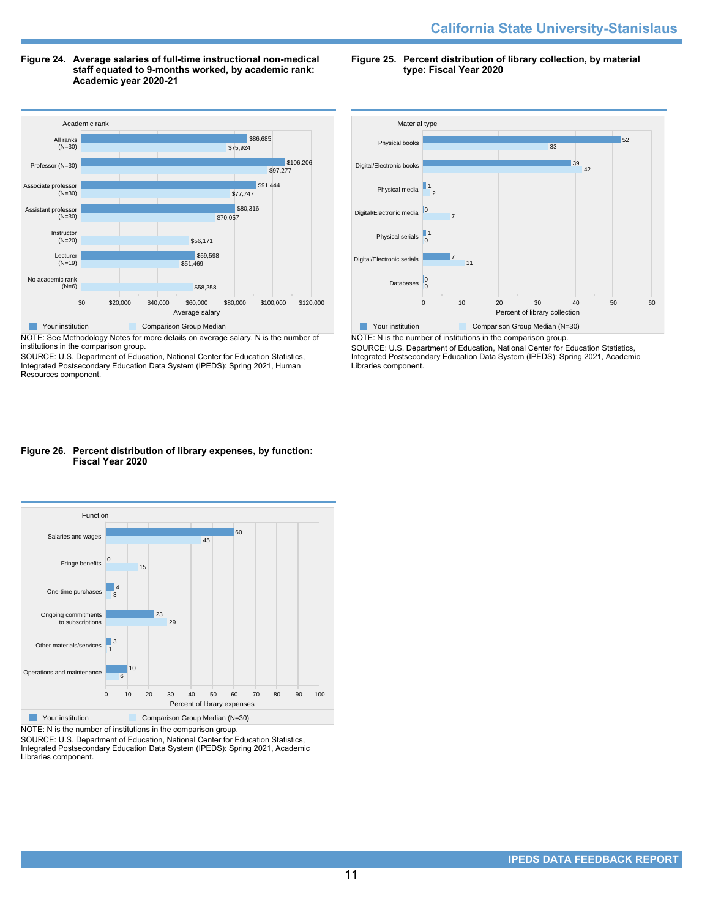**Figure 24. Average salaries of full-time instructional non-medical staff equated to 9-months worked, by academic rank: Academic year 2020-21**

| Academic rank | Your institution | Comparison Group Median |
|---|---|---|
| All ranks (N=30) | $86,685 | $75,924 |
| Professor (N=30) | $106,206 | $97,277 |
| Associate professor (N=30) | $91,444 | $77,747 |
| Assistant professor (N=30) | $80,316 | $70,057 |
| Instructor (N=20) | | $56,171 |
| Lecturer (N=19) | $59,598 | $51,469 |
| No academic rank (N=6) | | $58,258 |

NOTE: See Methodology Notes for more details on average salary. N is the number of institutions in the comparison group.

SOURCE: U.S. Department of Education, National Center for Education Statistics, Integrated Postsecondary Education Data System (IPEDS): Spring 2021, Human Resources component.

**Figure 25. Percent distribution of library collection, by material type: Fiscal Year 2020**

| Material type | Your institution | Comparison Group Median (N=30) |
|---|---|---|
| Physical books | 52 | 33 |
| Digital/Electronic books | 39 | 42 |
| Physical media | 1 | 2 |
| Digital/Electronic media | 0 | 7 |
| Physical serials | 1 | 0 |
| Digital/Electronic serials | 7 | 11 |
| Databases | 0 | 0 |

NOTE: N is the number of institutions in the comparison group.

SOURCE: U.S. Department of Education, National Center for Education Statistics, Integrated Postsecondary Education Data System (IPEDS): Spring 2021, Academic Libraries component.

**Figure 26. Percent distribution of library expenses, by function: Fiscal Year 2020**

| Function | Your institution | Comparison Group Median (N=30) |
|---|---|---|
| Salaries and wages | 60 | 45 |
| Fringe benefits | 0 | 15 |
| One-time purchases | 4 | 3 |
| Ongoing commitments to subscriptions | 23 | 29 |
| Other materials/services | 3 | 1 |
| Operations and maintenance | 10 | 6 |

NOTE: N is the number of institutions in the comparison group.

SOURCE: U.S. Department of Education, National Center for Education Statistics, Integrated Postsecondary Education Data System (IPEDS): Spring 2021, Academic Libraries component.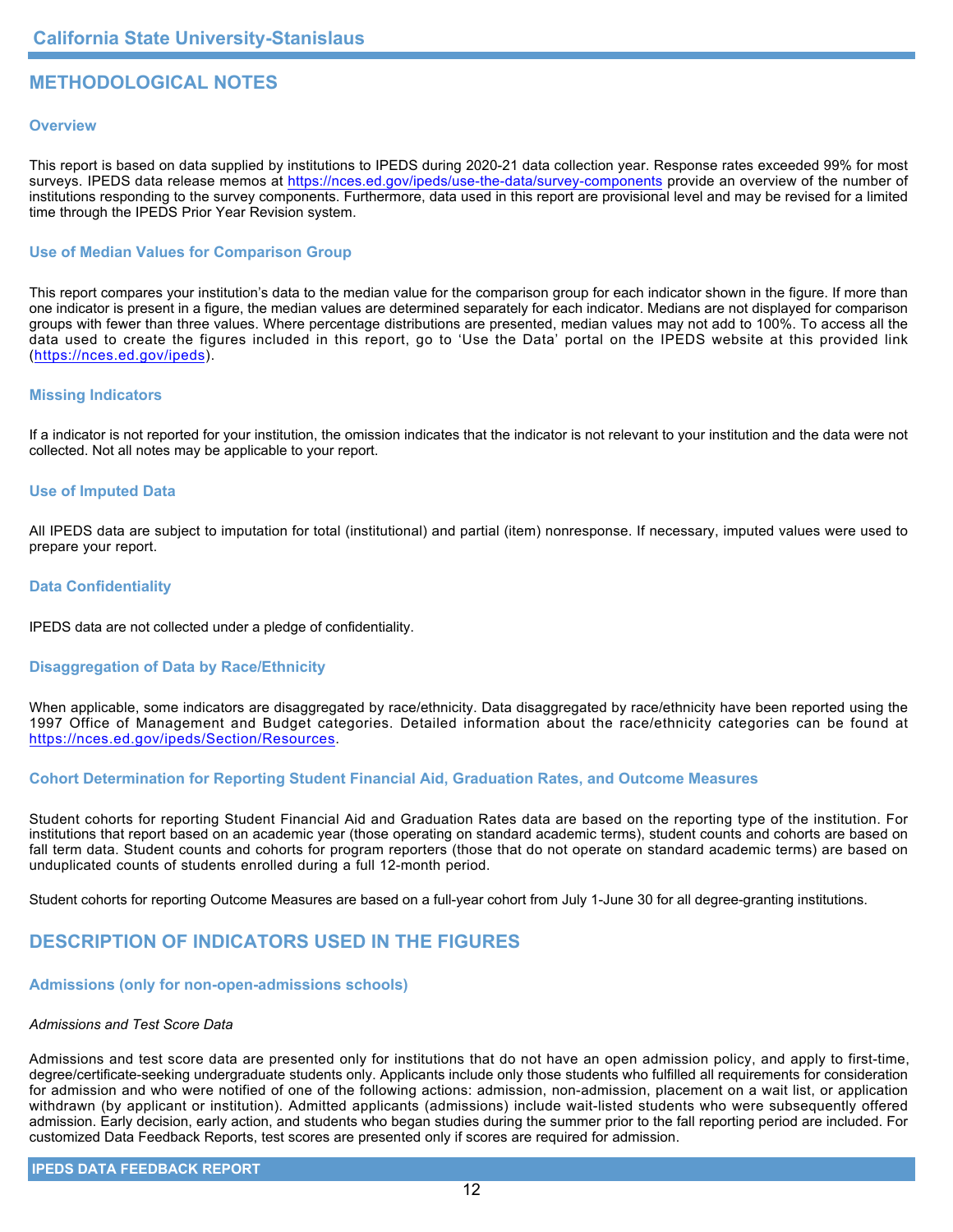# METHODOLOGICAL NOTES

### Overview

This report is based on data supplied by institutions to IPEDS during 2020-21 data collection year. Response rates exceeded 99% for most surveys. IPEDS data release memos at https://nces.ed.gov/ipeds/use-the-data/survey-components provide an overview of the number of institutions responding to the survey components. Furthermore, data used in this report are provisional level and may be revised for a limited time through the IPEDS Prior Year Revision system.

### Use of Median Values for Comparison Group

This report compares your institution's data to the median value for the comparison group for each indicator shown in the figure. If more than one indicator is present in a figure, the median values are determined separately for each indicator. Medians are not displayed for comparison groups with fewer than three values. Where percentage distributions are presented, median values may not add to 100%. To access all the data used to create the figures included in this report, go to 'Use the Data' portal on the IPEDS website at this provided link (https://nces.ed.gov/ipeds).

### Missing Indicators

If a indicator is not reported for your institution, the omission indicates that the indicator is not relevant to your institution and the data were not collected. Not all notes may be applicable to your report.

### Use of Imputed Data

All IPEDS data are subject to imputation for total (institutional) and partial (item) nonresponse. If necessary, imputed values were used to prepare your report.

### Data Confidentiality

IPEDS data are not collected under a pledge of confidentiality.

### Disaggregation of Data by Race/Ethnicity

When applicable, some indicators are disaggregated by race/ethnicity. Data disaggregated by race/ethnicity have been reported using the 1997 Office of Management and Budget categories. Detailed information about the race/ethnicity categories can be found at https://nces.ed.gov/ipeds/Section/Resources.

### Cohort Determination for Reporting Student Financial Aid, Graduation Rates, and Outcome Measures

Student cohorts for reporting Student Financial Aid and Graduation Rates data are based on the reporting type of the institution. For institutions that report based on an academic year (those operating on standard academic terms), student counts and cohorts are based on fall term data. Student counts and cohorts for program reporters (those that do not operate on standard academic terms) are based on unduplicated counts of students enrolled during a full 12-month period.

Student cohorts for reporting Outcome Measures are based on a full-year cohort from July 1-June 30 for all degree-granting institutions.

# DESCRIPTION OF INDICATORS USED IN THE FIGURES

### Admissions (only for non-open-admissions schools)

*Admissions and Test Score Data*

Admissions and test score data are presented only for institutions that do not have an open admission policy, and apply to first-time, degree/certificate-seeking undergraduate students only. Applicants include only those students who fulfilled all requirements for consideration for admission and who were notified of one of the following actions: admission, non-admission, placement on a wait list, or application withdrawn (by applicant or institution). Admitted applicants (admissions) include wait-listed students who were subsequently offered admission. Early decision, early action, and students who began studies during the summer prior to the fall reporting period are included. For customized Data Feedback Reports, test scores are presented only if scores are required for admission.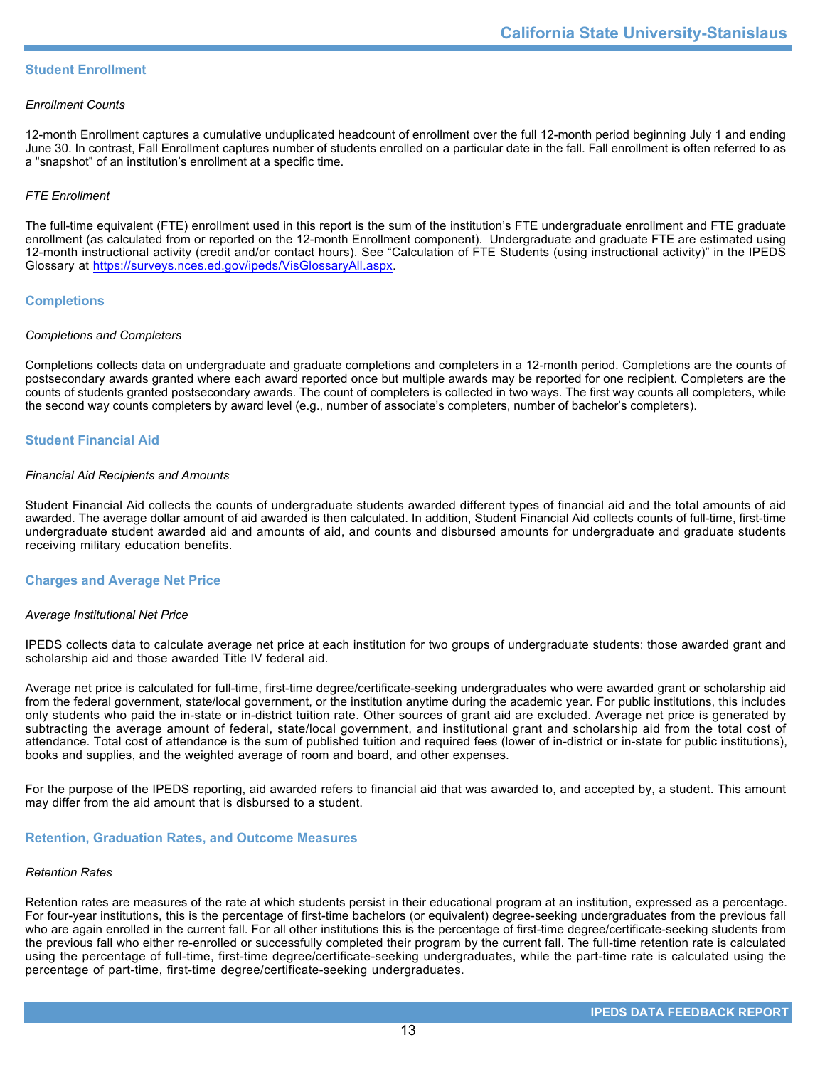## Student Enrollment

*Enrollment Counts*

12-month Enrollment captures a cumulative unduplicated headcount of enrollment over the full 12-month period beginning July 1 and ending June 30. In contrast, Fall Enrollment captures number of students enrolled on a particular date in the fall. Fall enrollment is often referred to as a "snapshot" of an institution's enrollment at a specific time.

*FTE Enrollment*

The full-time equivalent (FTE) enrollment used in this report is the sum of the institution's FTE undergraduate enrollment and FTE graduate enrollment (as calculated from or reported on the 12-month Enrollment component). Undergraduate and graduate FTE are estimated using 12-month instructional activity (credit and/or contact hours). See "Calculation of FTE Students (using instructional activity)" in the IPEDS Glossary at https://surveys.nces.ed.gov/ipeds/VisGlossaryAll.aspx.

## Completions

*Completions and Completers*

Completions collects data on undergraduate and graduate completions and completers in a 12-month period. Completions are the counts of postsecondary awards granted where each award reported once but multiple awards may be reported for one recipient. Completers are the counts of students granted postsecondary awards. The count of completers is collected in two ways. The first way counts all completers, while the second way counts completers by award level (e.g., number of associate's completers, number of bachelor's completers).

## Student Financial Aid

*Financial Aid Recipients and Amounts*

Student Financial Aid collects the counts of undergraduate students awarded different types of financial aid and the total amounts of aid awarded. The average dollar amount of aid awarded is then calculated. In addition, Student Financial Aid collects counts of full-time, first-time undergraduate student awarded aid and amounts of aid, and counts and disbursed amounts for undergraduate and graduate students receiving military education benefits.

## Charges and Average Net Price

*Average Institutional Net Price*

IPEDS collects data to calculate average net price at each institution for two groups of undergraduate students: those awarded grant and scholarship aid and those awarded Title IV federal aid.

Average net price is calculated for full-time, first-time degree/certificate-seeking undergraduates who were awarded grant or scholarship aid from the federal government, state/local government, or the institution anytime during the academic year. For public institutions, this includes only students who paid the in-state or in-district tuition rate. Other sources of grant aid are excluded. Average net price is generated by subtracting the average amount of federal, state/local government, and institutional grant and scholarship aid from the total cost of attendance. Total cost of attendance is the sum of published tuition and required fees (lower of in-district or in-state for public institutions), books and supplies, and the weighted average of room and board, and other expenses.

For the purpose of the IPEDS reporting, aid awarded refers to financial aid that was awarded to, and accepted by, a student. This amount may differ from the aid amount that is disbursed to a student.

## Retention, Graduation Rates, and Outcome Measures

*Retention Rates*

Retention rates are measures of the rate at which students persist in their educational program at an institution, expressed as a percentage. For four-year institutions, this is the percentage of first-time bachelors (or equivalent) degree-seeking undergraduates from the previous fall who are again enrolled in the current fall. For all other institutions this is the percentage of first-time degree/certificate-seeking students from the previous fall who either re-enrolled or successfully completed their program by the current fall. The full-time retention rate is calculated using the percentage of full-time, first-time degree/certificate-seeking undergraduates, while the part-time rate is calculated using the percentage of part-time, first-time degree/certificate-seeking undergraduates.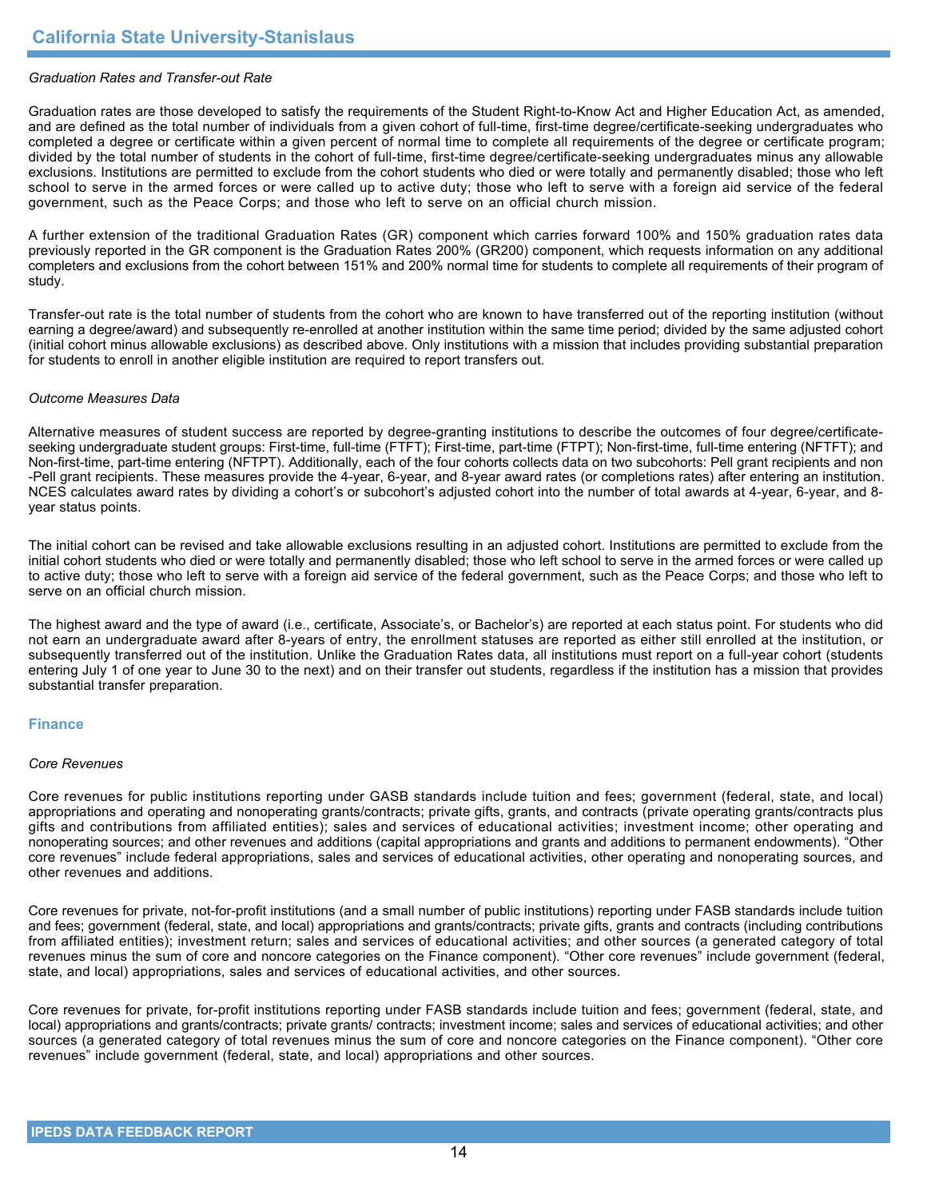*Graduation Rates and Transfer-out Rate*

Graduation rates are those developed to satisfy the requirements of the Student Right-to-Know Act and Higher Education Act, as amended, and are defined as the total number of individuals from a given cohort of full-time, first-time degree/certificate-seeking undergraduates who completed a degree or certificate within a given percent of normal time to complete all requirements of the degree or certificate program; divided by the total number of students in the cohort of full-time, first-time degree/certificate-seeking undergraduates minus any allowable exclusions. Institutions are permitted to exclude from the cohort students who died or were totally and permanently disabled; those who left school to serve in the armed forces or were called up to active duty; those who left to serve with a foreign aid service of the federal government, such as the Peace Corps; and those who left to serve on an official church mission.

A further extension of the traditional Graduation Rates (GR) component which carries forward 100% and 150% graduation rates data previously reported in the GR component is the Graduation Rates 200% (GR200) component, which requests information on any additional completers and exclusions from the cohort between 151% and 200% normal time for students to complete all requirements of their program of study.

Transfer-out rate is the total number of students from the cohort who are known to have transferred out of the reporting institution (without earning a degree/award) and subsequently re-enrolled at another institution within the same time period; divided by the same adjusted cohort (initial cohort minus allowable exclusions) as described above. Only institutions with a mission that includes providing substantial preparation for students to enroll in another eligible institution are required to report transfers out.

*Outcome Measures Data*

Alternative measures of student success are reported by degree-granting institutions to describe the outcomes of four degree/certificate-seeking undergraduate student groups: First-time, full-time (FTFT); First-time, part-time (FTPT); Non-first-time, full-time entering (NFTFT); and Non-first-time, part-time entering (NFTPT). Additionally, each of the four cohorts collects data on two subcohorts: Pell grant recipients and non-Pell grant recipients. These measures provide the 4-year, 6-year, and 8-year award rates (or completions rates) after entering an institution. NCES calculates award rates by dividing a cohort's or subcohort's adjusted cohort into the number of total awards at 4-year, 6-year, and 8-year status points.

The initial cohort can be revised and take allowable exclusions resulting in an adjusted cohort. Institutions are permitted to exclude from the initial cohort students who died or were totally and permanently disabled; those who left school to serve in the armed forces or were called up to active duty; those who left to serve with a foreign aid service of the federal government, such as the Peace Corps; and those who left to serve on an official church mission.

The highest award and the type of award (i.e., certificate, Associate's, or Bachelor's) are reported at each status point. For students who did not earn an undergraduate award after 8-years of entry, the enrollment statuses are reported as either still enrolled at the institution, or subsequently transferred out of the institution. Unlike the Graduation Rates data, all institutions must report on a full-year cohort (students entering July 1 of one year to June 30 to the next) and on their transfer out students, regardless if the institution has a mission that provides substantial transfer preparation.

## Finance

*Core Revenues*

Core revenues for public institutions reporting under GASB standards include tuition and fees; government (federal, state, and local) appropriations and operating and nonoperating grants/contracts; private gifts, grants, and contracts (private operating grants/contracts plus gifts and contributions from affiliated entities); sales and services of educational activities; investment income; other operating and nonoperating sources; and other revenues and additions (capital appropriations and grants and additions to permanent endowments). "Other core revenues" include federal appropriations, sales and services of educational activities, other operating and nonoperating sources, and other revenues and additions.

Core revenues for private, not-for-profit institutions (and a small number of public institutions) reporting under FASB standards include tuition and fees; government (federal, state, and local) appropriations and grants/contracts; private gifts, grants and contracts (including contributions from affiliated entities); investment return; sales and services of educational activities; and other sources (a generated category of total revenues minus the sum of core and noncore categories on the Finance component). "Other core revenues" include government (federal, state, and local) appropriations, sales and services of educational activities, and other sources.

Core revenues for private, for-profit institutions reporting under FASB standards include tuition and fees; government (federal, state, and local) appropriations and grants/contracts; private grants/ contracts; investment income; sales and services of educational activities; and other sources (a generated category of total revenues minus the sum of core and noncore categories on the Finance component). "Other core revenues" include government (federal, state, and local) appropriations and other sources.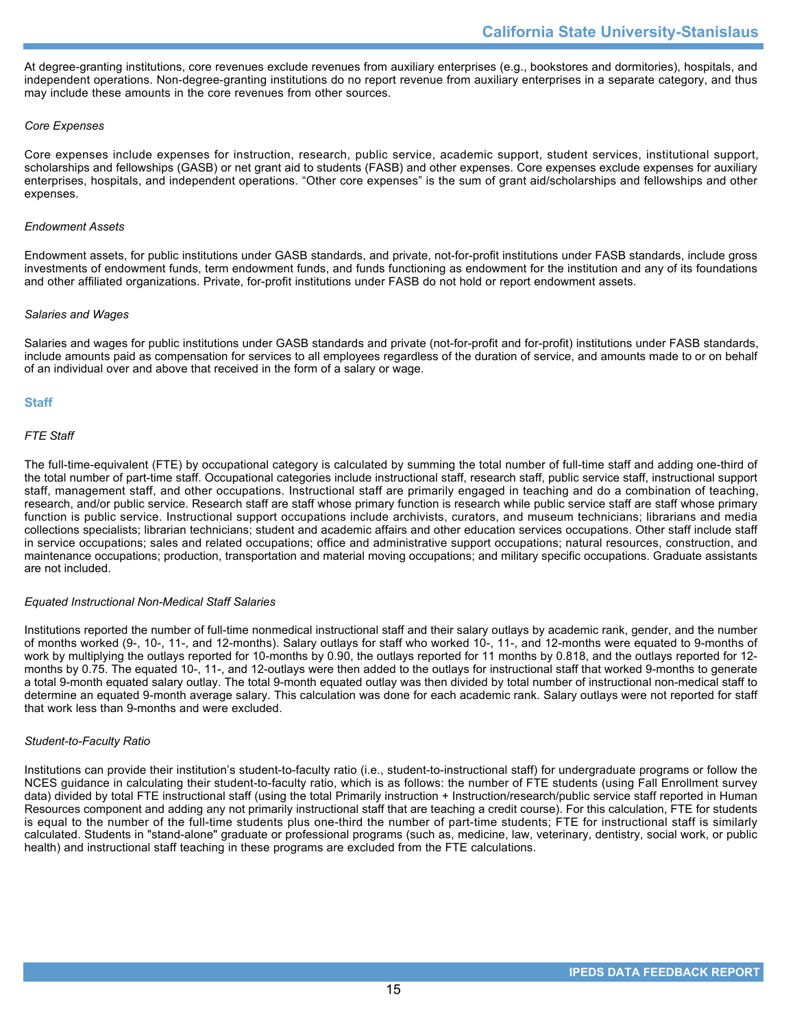At degree-granting institutions, core revenues exclude revenues from auxiliary enterprises (e.g., bookstores and dormitories), hospitals, and independent operations. Non-degree-granting institutions do no report revenue from auxiliary enterprises in a separate category, and thus may include these amounts in the core revenues from other sources.

*Core Expenses*

Core expenses include expenses for instruction, research, public service, academic support, student services, institutional support, scholarships and fellowships (GASB) or net grant aid to students (FASB) and other expenses. Core expenses exclude expenses for auxiliary enterprises, hospitals, and independent operations. “Other core expenses” is the sum of grant aid/scholarships and fellowships and other expenses.

*Endowment Assets*

Endowment assets, for public institutions under GASB standards, and private, not-for-profit institutions under FASB standards, include gross investments of endowment funds, term endowment funds, and funds functioning as endowment for the institution and any of its foundations and other affiliated organizations. Private, for-profit institutions under FASB do not hold or report endowment assets.

*Salaries and Wages*

Salaries and wages for public institutions under GASB standards and private (not-for-profit and for-profit) institutions under FASB standards, include amounts paid as compensation for services to all employees regardless of the duration of service, and amounts made to or on behalf of an individual over and above that received in the form of a salary or wage.

## Staff

*FTE Staff*

The full-time-equivalent (FTE) by occupational category is calculated by summing the total number of full-time staff and adding one-third of the total number of part-time staff. Occupational categories include instructional staff, research staff, public service staff, instructional support staff, management staff, and other occupations. Instructional staff are primarily engaged in teaching and do a combination of teaching, research, and/or public service. Research staff are staff whose primary function is research while public service staff are staff whose primary function is public service. Instructional support occupations include archivists, curators, and museum technicians; librarians and media collections specialists; librarian technicians; student and academic affairs and other education services occupations. Other staff include staff in service occupations; sales and related occupations; office and administrative support occupations; natural resources, construction, and maintenance occupations; production, transportation and material moving occupations; and military specific occupations. Graduate assistants are not included.

*Equated Instructional Non-Medical Staff Salaries*

Institutions reported the number of full-time nonmedical instructional staff and their salary outlays by academic rank, gender, and the number of months worked (9-, 10-, 11-, and 12-months). Salary outlays for staff who worked 10-, 11-, and 12-months were equated to 9-months of work by multiplying the outlays reported for 10-months by 0.90, the outlays reported for 11 months by 0.818, and the outlays reported for 12-months by 0.75. The equated 10-, 11-, and 12-outlays were then added to the outlays for instructional staff that worked 9-months to generate a total 9-month equated salary outlay. The total 9-month equated outlay was then divided by total number of instructional non-medical staff to determine an equated 9-month average salary. This calculation was done for each academic rank. Salary outlays were not reported for staff that work less than 9-months and were excluded.

*Student-to-Faculty Ratio*

Institutions can provide their institution’s student-to-faculty ratio (i.e., student-to-instructional staff) for undergraduate programs or follow the NCES guidance in calculating their student-to-faculty ratio, which is as follows: the number of FTE students (using Fall Enrollment survey data) divided by total FTE instructional staff (using the total Primarily instruction + Instruction/research/public service staff reported in Human Resources component and adding any not primarily instructional staff that are teaching a credit course). For this calculation, FTE for students is equal to the number of the full-time students plus one-third the number of part-time students; FTE for instructional staff is similarly calculated. Students in "stand-alone" graduate or professional programs (such as, medicine, law, veterinary, dentistry, social work, or public health) and instructional staff teaching in these programs are excluded from the FTE calculations.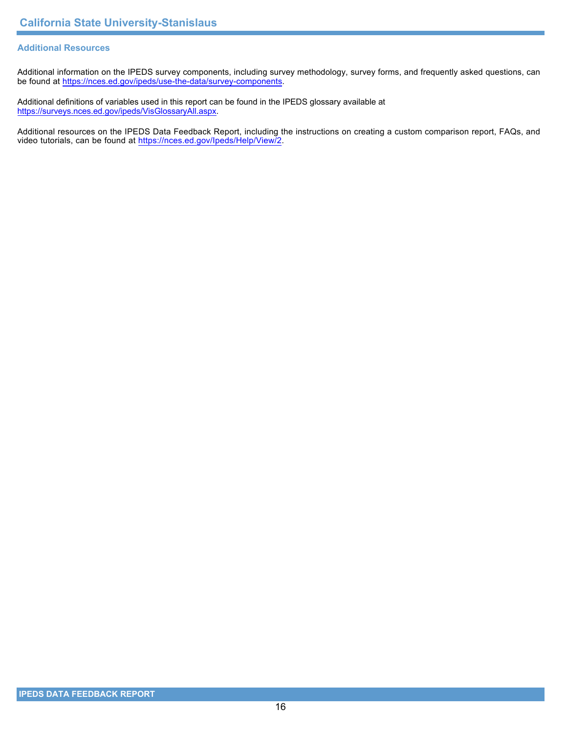## Additional Resources

Additional information on the IPEDS survey components, including survey methodology, survey forms, and frequently asked questions, can be found at https://nces.ed.gov/ipeds/use-the-data/survey-components.

Additional definitions of variables used in this report can be found in the IPEDS glossary available at https://surveys.nces.ed.gov/ipeds/VisGlossaryAll.aspx.

Additional resources on the IPEDS Data Feedback Report, including the instructions on creating a custom comparison report, FAQs, and video tutorials, can be found at https://nces.ed.gov/Ipeds/Help/View/2.